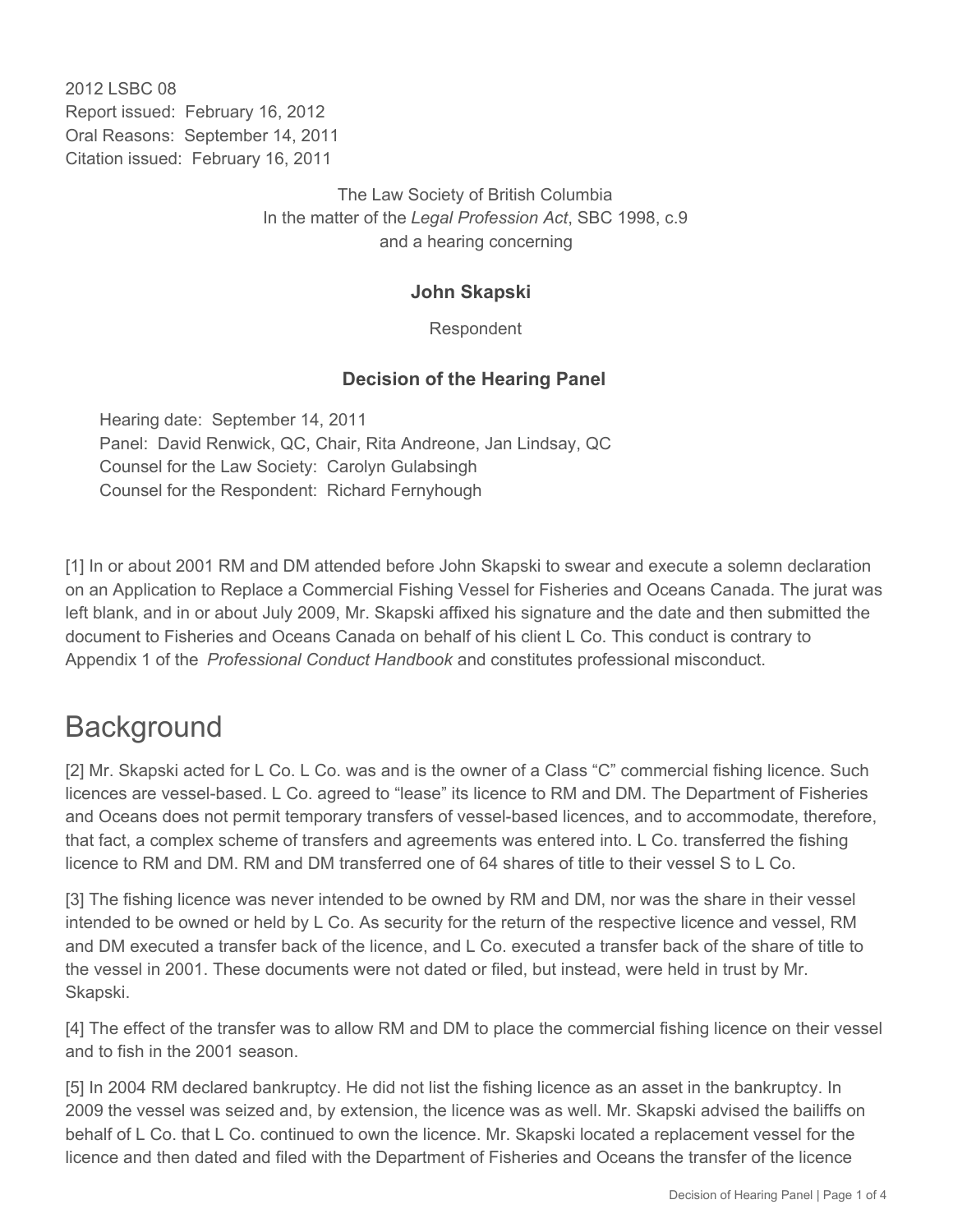2012 LSBC 08
Report issued: February 16, 2012
Oral Reasons: September 14, 2011
Citation issued: February 16, 2011

The Law Society of British Columbia
In the matter of the *Legal Profession Act*, SBC 1998, c.9
and a hearing concerning

**John Skapski**

Respondent

**Decision of the Hearing Panel**

Hearing date: September 14, 2011
Panel: David Renwick, QC, Chair, Rita Andreone, Jan Lindsay, QC
Counsel for the Law Society: Carolyn Gulabsingh
Counsel for the Respondent: Richard Fernyhough

[1] In or about 2001 RM and DM attended before John Skapski to swear and execute a solemn declaration on an Application to Replace a Commercial Fishing Vessel for Fisheries and Oceans Canada. The jurat was left blank, and in or about July 2009, Mr. Skapski affixed his signature and the date and then submitted the document to Fisheries and Oceans Canada on behalf of his client L Co. This conduct is contrary to Appendix 1 of the *Professional Conduct Handbook* and constitutes professional misconduct.

# Background

[2] Mr. Skapski acted for L Co. L Co. was and is the owner of a Class "C" commercial fishing licence. Such licences are vessel-based. L Co. agreed to "lease" its licence to RM and DM. The Department of Fisheries and Oceans does not permit temporary transfers of vessel-based licences, and to accommodate, therefore, that fact, a complex scheme of transfers and agreements was entered into. L Co. transferred the fishing licence to RM and DM. RM and DM transferred one of 64 shares of title to their vessel S to L Co.

[3] The fishing licence was never intended to be owned by RM and DM, nor was the share in their vessel intended to be owned or held by L Co. As security for the return of the respective licence and vessel, RM and DM executed a transfer back of the licence, and L Co. executed a transfer back of the share of title to the vessel in 2001. These documents were not dated or filed, but instead, were held in trust by Mr. Skapski.

[4] The effect of the transfer was to allow RM and DM to place the commercial fishing licence on their vessel and to fish in the 2001 season.

[5] In 2004 RM declared bankruptcy. He did not list the fishing licence as an asset in the bankruptcy. In 2009 the vessel was seized and, by extension, the licence was as well. Mr. Skapski advised the bailiffs on behalf of L Co. that L Co. continued to own the licence. Mr. Skapski located a replacement vessel for the licence and then dated and filed with the Department of Fisheries and Oceans the transfer of the licence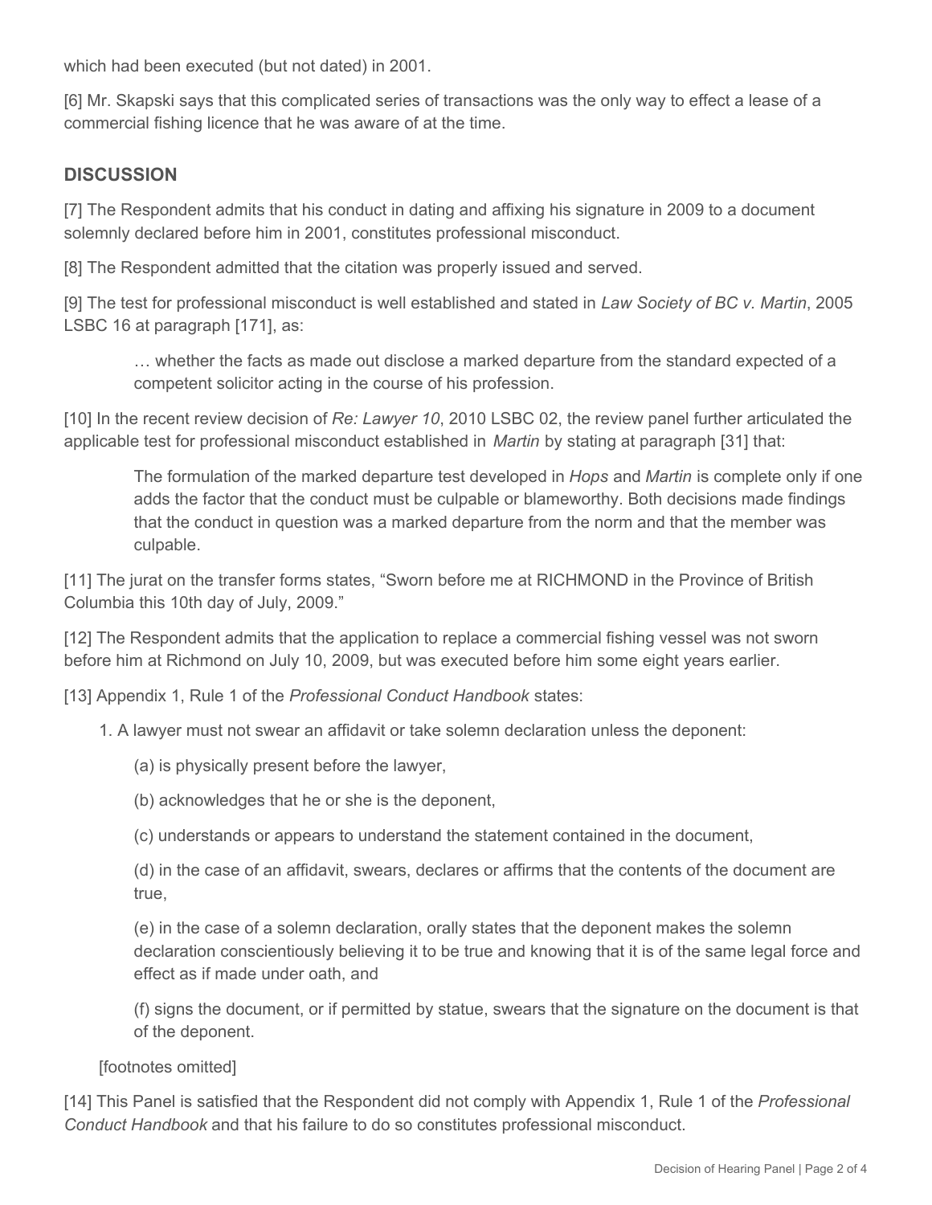which had been executed (but not dated) in 2001.

[6] Mr. Skapski says that this complicated series of transactions was the only way to effect a lease of a commercial fishing licence that he was aware of at the time.

## DISCUSSION

[7] The Respondent admits that his conduct in dating and affixing his signature in 2009 to a document solemnly declared before him in 2001, constitutes professional misconduct.

[8] The Respondent admitted that the citation was properly issued and served.

[9] The test for professional misconduct is well established and stated in *Law Society of BC v. Martin*, 2005 LSBC 16 at paragraph [171], as:

> … whether the facts as made out disclose a marked departure from the standard expected of a competent solicitor acting in the course of his profession.

[10] In the recent review decision of *Re: Lawyer 10*, 2010 LSBC 02, the review panel further articulated the applicable test for professional misconduct established in *Martin* by stating at paragraph [31] that:

> The formulation of the marked departure test developed in *Hops* and *Martin* is complete only if one adds the factor that the conduct must be culpable or blameworthy. Both decisions made findings that the conduct in question was a marked departure from the norm and that the member was culpable.

[11] The jurat on the transfer forms states, "Sworn before me at RICHMOND in the Province of British Columbia this 10th day of July, 2009."

[12] The Respondent admits that the application to replace a commercial fishing vessel was not sworn before him at Richmond on July 10, 2009, but was executed before him some eight years earlier.

[13] Appendix 1, Rule 1 of the *Professional Conduct Handbook* states:

1. A lawyer must not swear an affidavit or take solemn declaration unless the deponent:

   (a) is physically present before the lawyer,

   (b) acknowledges that he or she is the deponent,

   (c) understands or appears to understand the statement contained in the document,

   (d) in the case of an affidavit, swears, declares or affirms that the contents of the document are true,

   (e) in the case of a solemn declaration, orally states that the deponent makes the solemn declaration conscientiously believing it to be true and knowing that it is of the same legal force and effect as if made under oath, and

   (f) signs the document, or if permitted by statue, swears that the signature on the document is that of the deponent.

[footnotes omitted]

[14] This Panel is satisfied that the Respondent did not comply with Appendix 1, Rule 1 of the *Professional Conduct Handbook* and that his failure to do so constitutes professional misconduct.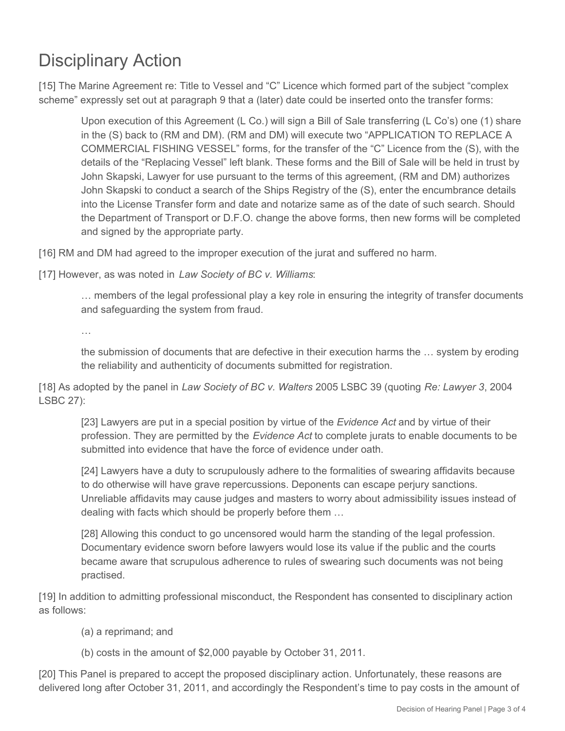# Disciplinary Action

[15] The Marine Agreement re: Title to Vessel and "C" Licence which formed part of the subject "complex scheme" expressly set out at paragraph 9 that a (later) date could be inserted onto the transfer forms:

> Upon execution of this Agreement (L Co.) will sign a Bill of Sale transferring (L Co's) one (1) share in the (S) back to (RM and DM). (RM and DM) will execute two "APPLICATION TO REPLACE A COMMERCIAL FISHING VESSEL" forms, for the transfer of the "C" Licence from the (S), with the details of the "Replacing Vessel" left blank. These forms and the Bill of Sale will be held in trust by John Skapski, Lawyer for use pursuant to the terms of this agreement, (RM and DM) authorizes John Skapski to conduct a search of the Ships Registry of the (S), enter the encumbrance details into the License Transfer form and date and notarize same as of the date of such search. Should the Department of Transport or D.F.O. change the above forms, then new forms will be completed and signed by the appropriate party.

[16] RM and DM had agreed to the improper execution of the jurat and suffered no harm.

[17] However, as was noted in *Law Society of BC v. Williams*:

> … members of the legal professional play a key role in ensuring the integrity of transfer documents and safeguarding the system from fraud.
>
> …
>
> the submission of documents that are defective in their execution harms the … system by eroding the reliability and authenticity of documents submitted for registration.

[18] As adopted by the panel in *Law Society of BC v. Walters* 2005 LSBC 39 (quoting *Re: Lawyer 3*, 2004 LSBC 27):

> [23] Lawyers are put in a special position by virtue of the *Evidence Act* and by virtue of their profession. They are permitted by the *Evidence Act* to complete jurats to enable documents to be submitted into evidence that have the force of evidence under oath.
>
> [24] Lawyers have a duty to scrupulously adhere to the formalities of swearing affidavits because to do otherwise will have grave repercussions. Deponents can escape perjury sanctions. Unreliable affidavits may cause judges and masters to worry about admissibility issues instead of dealing with facts which should be properly before them …
>
> [28] Allowing this conduct to go uncensored would harm the standing of the legal profession. Documentary evidence sworn before lawyers would lose its value if the public and the courts became aware that scrupulous adherence to rules of swearing such documents was not being practised.

[19] In addition to admitting professional misconduct, the Respondent has consented to disciplinary action as follows:

> (a) a reprimand; and
>
> (b) costs in the amount of $2,000 payable by October 31, 2011.

[20] This Panel is prepared to accept the proposed disciplinary action. Unfortunately, these reasons are delivered long after October 31, 2011, and accordingly the Respondent's time to pay costs in the amount of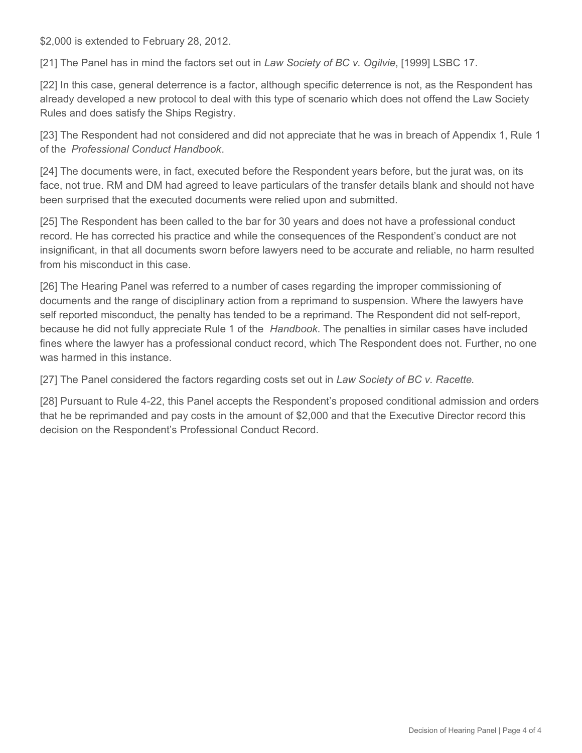$2,000 is extended to February 28, 2012.

[21] The Panel has in mind the factors set out in *Law Society of BC v. Ogilvie*, [1999] LSBC 17.

[22] In this case, general deterrence is a factor, although specific deterrence is not, as the Respondent has already developed a new protocol to deal with this type of scenario which does not offend the Law Society Rules and does satisfy the Ships Registry.

[23] The Respondent had not considered and did not appreciate that he was in breach of Appendix 1, Rule 1 of the *Professional Conduct Handbook*.

[24] The documents were, in fact, executed before the Respondent years before, but the jurat was, on its face, not true. RM and DM had agreed to leave particulars of the transfer details blank and should not have been surprised that the executed documents were relied upon and submitted.

[25] The Respondent has been called to the bar for 30 years and does not have a professional conduct record. He has corrected his practice and while the consequences of the Respondent's conduct are not insignificant, in that all documents sworn before lawyers need to be accurate and reliable, no harm resulted from his misconduct in this case.

[26] The Hearing Panel was referred to a number of cases regarding the improper commissioning of documents and the range of disciplinary action from a reprimand to suspension. Where the lawyers have self reported misconduct, the penalty has tended to be a reprimand. The Respondent did not self-report, because he did not fully appreciate Rule 1 of the *Handbook*. The penalties in similar cases have included fines where the lawyer has a professional conduct record, which The Respondent does not. Further, no one was harmed in this instance.

[27] The Panel considered the factors regarding costs set out in *Law Society of BC v. Racette*.

[28] Pursuant to Rule 4-22, this Panel accepts the Respondent's proposed conditional admission and orders that he be reprimanded and pay costs in the amount of $2,000 and that the Executive Director record this decision on the Respondent's Professional Conduct Record.